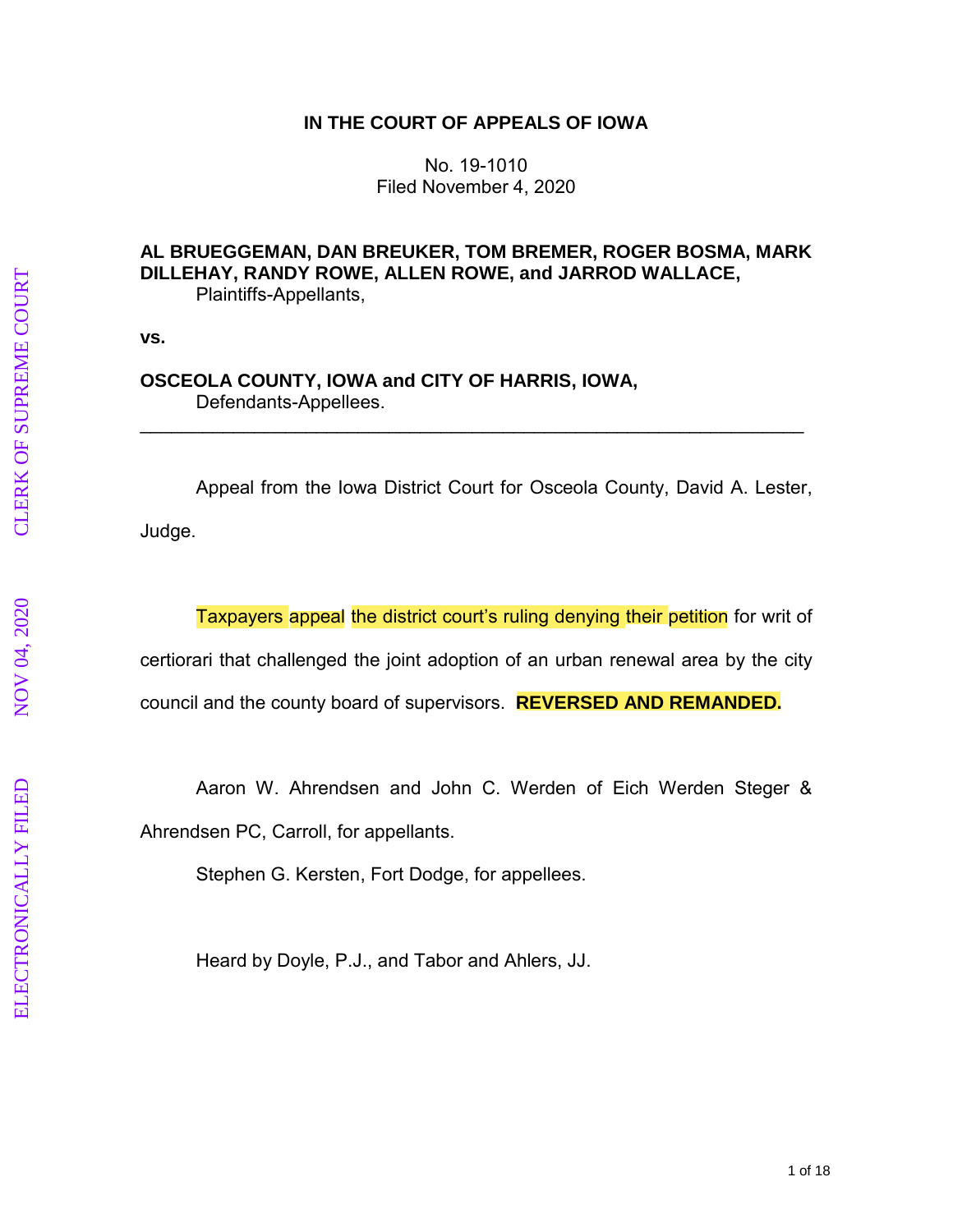**IN THE COURT OF APPEALS OF IOWA**

No. 19-1010
Filed November 4, 2020

**AL BRUEGGEMAN, DAN BREUKER, TOM BREMER, ROGER BOSMA, MARK DILLEHAY, RANDY ROWE, ALLEN ROWE, and JARROD WALLACE,**
Plaintiffs-Appellants,

**vs.**

**OSCEOLA COUNTY, IOWA and CITY OF HARRIS, IOWA,**
Defendants-Appellees.

---

Appeal from the Iowa District Court for Osceola County, David A. Lester, Judge.

Taxpayers appeal the district court's ruling denying their petition for writ of certiorari that challenged the joint adoption of an urban renewal area by the city council and the county board of supervisors. **REVERSED AND REMANDED.**

Aaron W. Ahrendsen and John C. Werden of Eich Werden Steger & Ahrendsen PC, Carroll, for appellants.

Stephen G. Kersten, Fort Dodge, for appellees.

Heard by Doyle, P.J., and Tabor and Ahlers, JJ.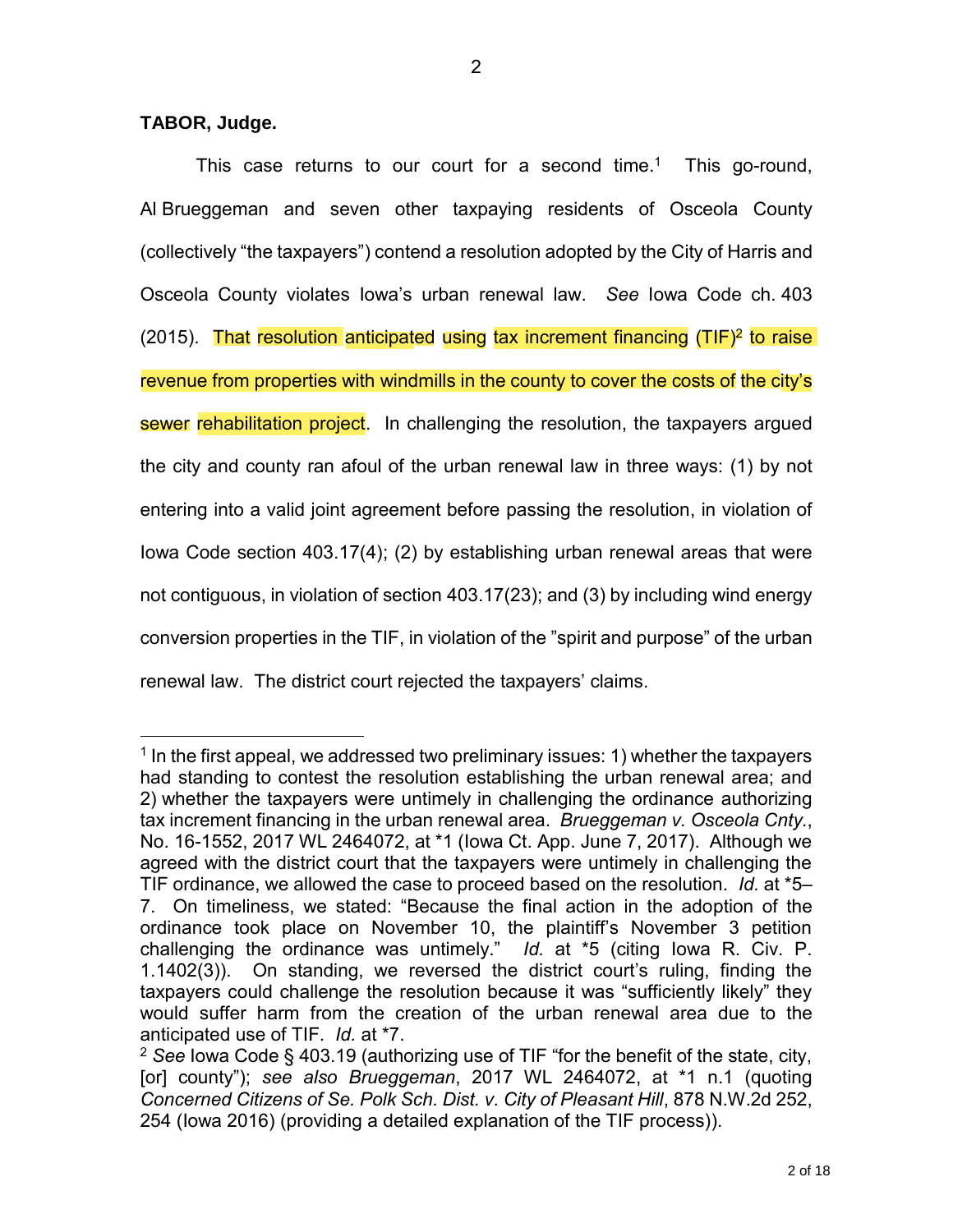**TABOR, Judge.**

This case returns to our court for a second time.[1] This go-round, Al Brueggeman and seven other taxpaying residents of Osceola County (collectively "the taxpayers") contend a resolution adopted by the City of Harris and Osceola County violates Iowa's urban renewal law. *See* Iowa Code ch. 403 (2015). That resolution anticipated using tax increment financing (TIF)[2] to raise revenue from properties with windmills in the county to cover the costs of the city's sewer rehabilitation project. In challenging the resolution, the taxpayers argued the city and county ran afoul of the urban renewal law in three ways: (1) by not entering into a valid joint agreement before passing the resolution, in violation of Iowa Code section 403.17(4); (2) by establishing urban renewal areas that were not contiguous, in violation of section 403.17(23); and (3) by including wind energy conversion properties in the TIF, in violation of the "spirit and purpose" of the urban renewal law. The district court rejected the taxpayers' claims.

---

[1] In the first appeal, we addressed two preliminary issues: 1) whether the taxpayers had standing to contest the resolution establishing the urban renewal area; and 2) whether the taxpayers were untimely in challenging the ordinance authorizing tax increment financing in the urban renewal area. *Brueggeman v. Osceola Cnty.*, No. 16-1552, 2017 WL 2464072, at *1 (Iowa Ct. App. June 7, 2017). Although we agreed with the district court that the taxpayers were untimely in challenging the TIF ordinance, we allowed the case to proceed based on the resolution. *Id.* at *5–7. On timeliness, we stated: "Because the final action in the adoption of the ordinance took place on November 10, the plaintiff's November 3 petition challenging the ordinance was untimely." *Id.* at *5 (citing Iowa R. Civ. P. 1.1402(3)). On standing, we reversed the district court's ruling, finding the taxpayers could challenge the resolution because it was "sufficiently likely" they would suffer harm from the creation of the urban renewal area due to the anticipated use of TIF. *Id.* at *7.

[2] *See* Iowa Code § 403.19 (authorizing use of TIF "for the benefit of the state, city, [or] county"); *see also Brueggeman*, 2017 WL 2464072, at *1 n.1 (quoting *Concerned Citizens of Se. Polk Sch. Dist. v. City of Pleasant Hill*, 878 N.W.2d 252, 254 (Iowa 2016) (providing a detailed explanation of the TIF process)).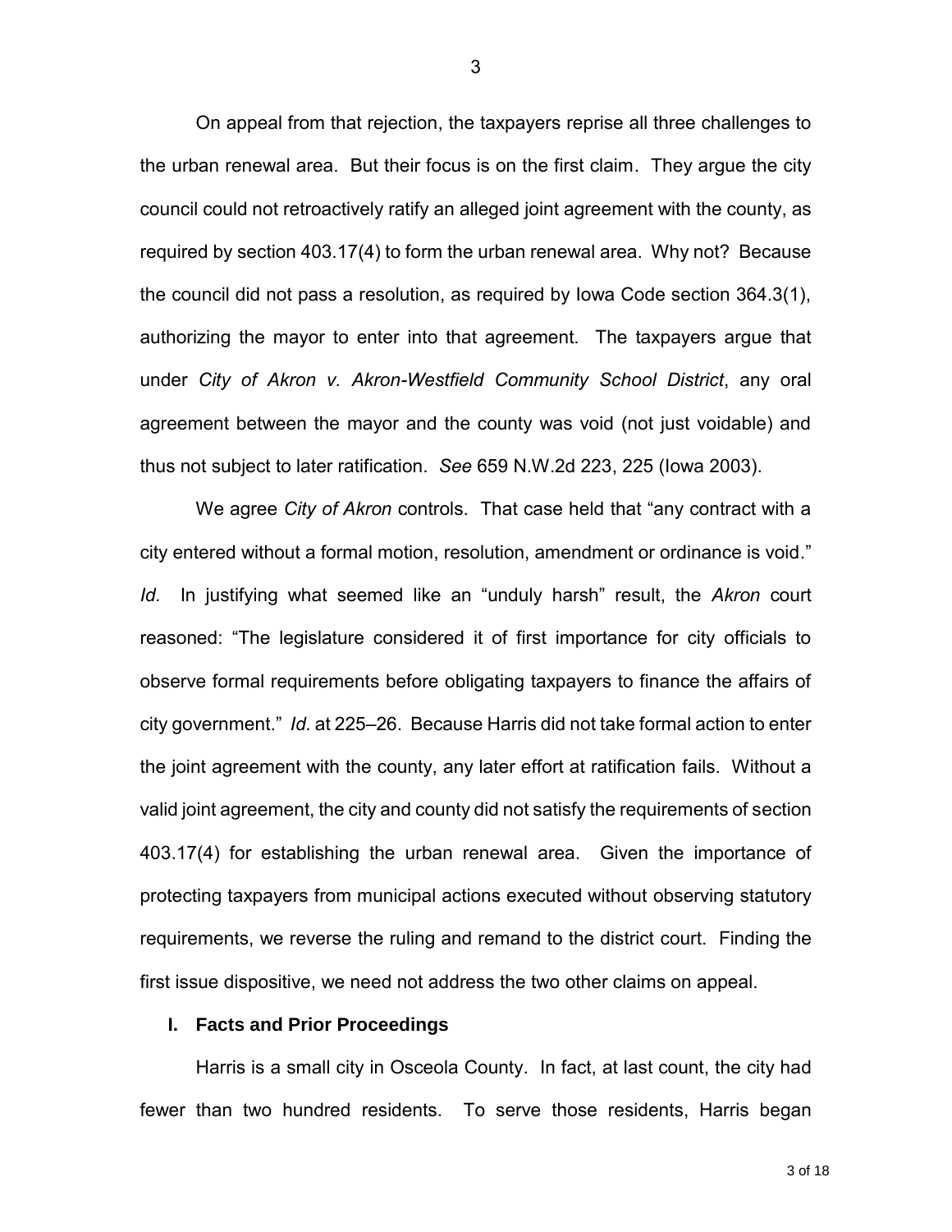On appeal from that rejection, the taxpayers reprise all three challenges to the urban renewal area. But their focus is on the first claim. They argue the city council could not retroactively ratify an alleged joint agreement with the county, as required by section 403.17(4) to form the urban renewal area. Why not? Because the council did not pass a resolution, as required by Iowa Code section 364.3(1), authorizing the mayor to enter into that agreement. The taxpayers argue that under *City of Akron v. Akron-Westfield Community School District*, any oral agreement between the mayor and the county was void (not just voidable) and thus not subject to later ratification. *See* 659 N.W.2d 223, 225 (Iowa 2003).

We agree *City of Akron* controls. That case held that "any contract with a city entered without a formal motion, resolution, amendment or ordinance is void." *Id.* In justifying what seemed like an "unduly harsh" result, the *Akron* court reasoned: "The legislature considered it of first importance for city officials to observe formal requirements before obligating taxpayers to finance the affairs of city government." *Id.* at 225–26. Because Harris did not take formal action to enter the joint agreement with the county, any later effort at ratification fails. Without a valid joint agreement, the city and county did not satisfy the requirements of section 403.17(4) for establishing the urban renewal area. Given the importance of protecting taxpayers from municipal actions executed without observing statutory requirements, we reverse the ruling and remand to the district court. Finding the first issue dispositive, we need not address the two other claims on appeal.

## I. Facts and Prior Proceedings

Harris is a small city in Osceola County. In fact, at last count, the city had fewer than two hundred residents. To serve those residents, Harris began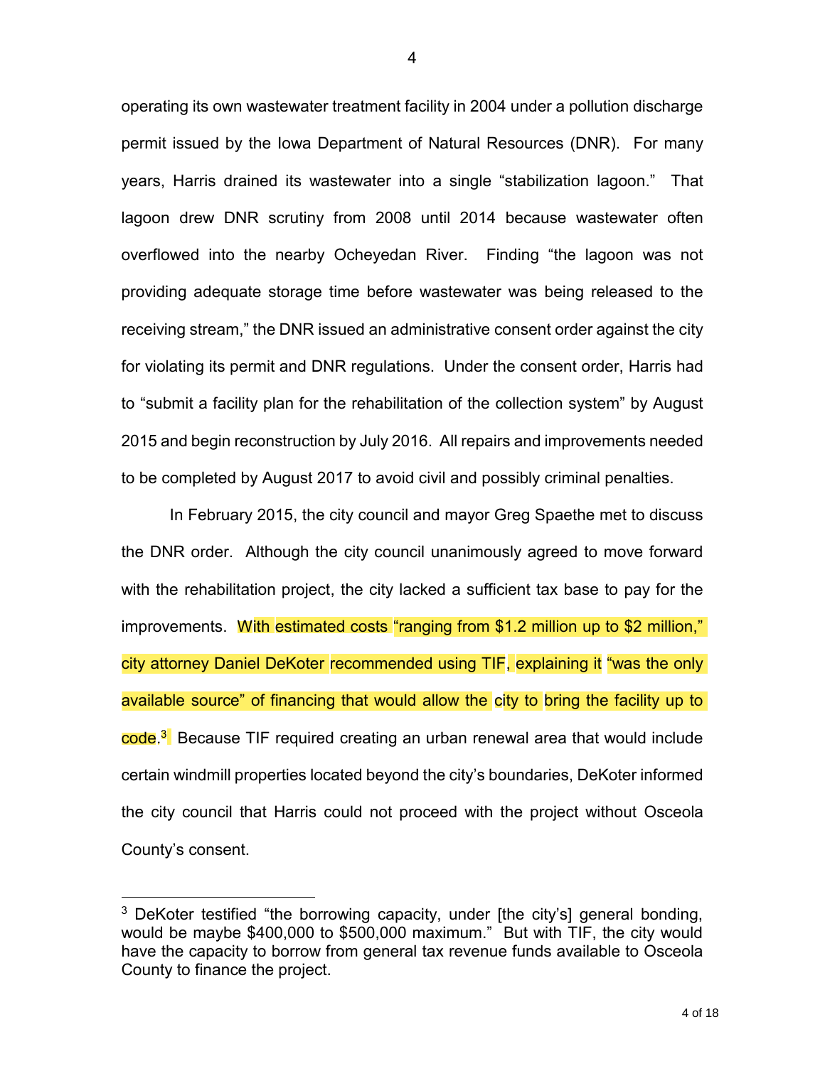operating its own wastewater treatment facility in 2004 under a pollution discharge permit issued by the Iowa Department of Natural Resources (DNR). For many years, Harris drained its wastewater into a single "stabilization lagoon." That lagoon drew DNR scrutiny from 2008 until 2014 because wastewater often overflowed into the nearby Ocheyedan River. Finding "the lagoon was not providing adequate storage time before wastewater was being released to the receiving stream," the DNR issued an administrative consent order against the city for violating its permit and DNR regulations. Under the consent order, Harris had to "submit a facility plan for the rehabilitation of the collection system" by August 2015 and begin reconstruction by July 2016. All repairs and improvements needed to be completed by August 2017 to avoid civil and possibly criminal penalties.

In February 2015, the city council and mayor Greg Spaethe met to discuss the DNR order. Although the city council unanimously agreed to move forward with the rehabilitation project, the city lacked a sufficient tax base to pay for the improvements. With estimated costs "ranging from $1.2 million up to $2 million," city attorney Daniel DeKoter recommended using TIF, explaining it "was the only available source" of financing that would allow the city to bring the facility up to code.[3] Because TIF required creating an urban renewal area that would include certain windmill properties located beyond the city's boundaries, DeKoter informed the city council that Harris could not proceed with the project without Osceola County's consent.

---

[3] DeKoter testified "the borrowing capacity, under [the city's] general bonding, would be maybe $400,000 to $500,000 maximum." But with TIF, the city would have the capacity to borrow from general tax revenue funds available to Osceola County to finance the project.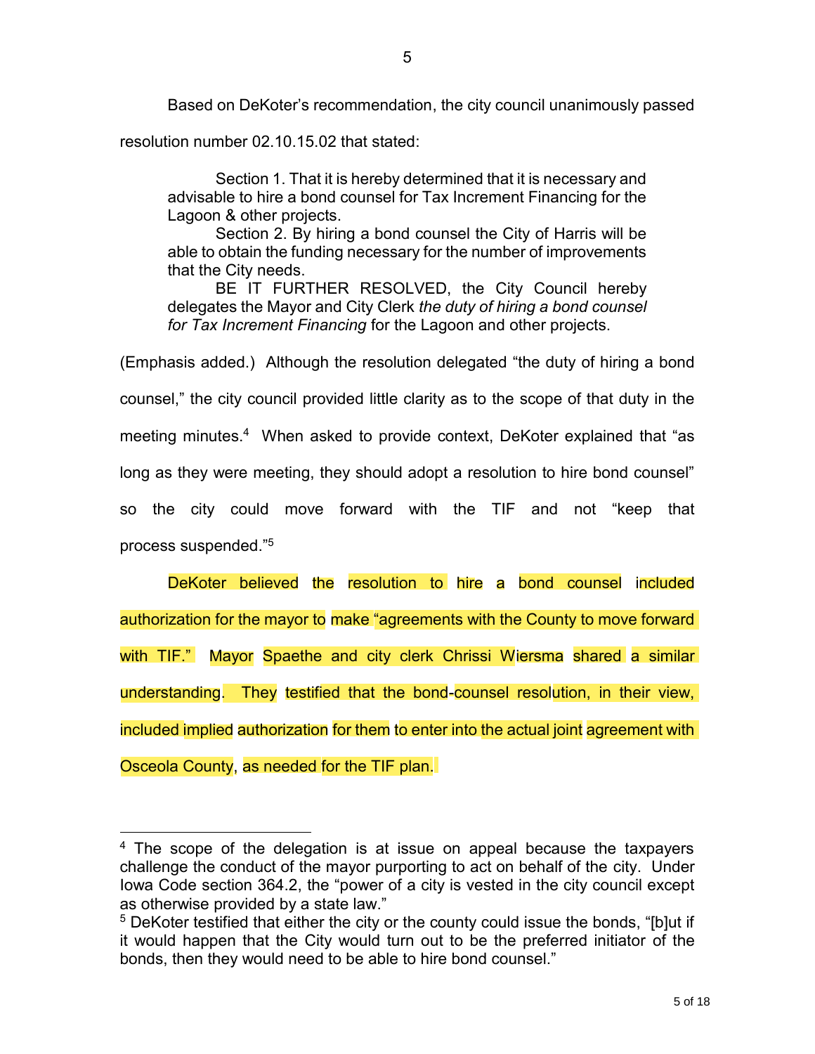Based on DeKoter's recommendation, the city council unanimously passed resolution number 02.10.15.02 that stated:

> Section 1. That it is hereby determined that it is necessary and advisable to hire a bond counsel for Tax Increment Financing for the Lagoon & other projects.
>
> Section 2. By hiring a bond counsel the City of Harris will be able to obtain the funding necessary for the number of improvements that the City needs.
>
> BE IT FURTHER RESOLVED, the City Council hereby delegates the Mayor and City Clerk *the duty of hiring a bond counsel for Tax Increment Financing* for the Lagoon and other projects.

(Emphasis added.) Although the resolution delegated "the duty of hiring a bond counsel," the city council provided little clarity as to the scope of that duty in the meeting minutes.[4] When asked to provide context, DeKoter explained that "as long as they were meeting, they should adopt a resolution to hire bond counsel" so the city could move forward with the TIF and not "keep that process suspended."[5]

DeKoter believed the resolution to hire a bond counsel included authorization for the mayor to make "agreements with the County to move forward with TIF." Mayor Spaethe and city clerk Chrissi Wiersma shared a similar understanding. They testified that the bond-counsel resolution, in their view, included implied authorization for them to enter into the actual joint agreement with Osceola County, as needed for the TIF plan.

---

[4] The scope of the delegation is at issue on appeal because the taxpayers challenge the conduct of the mayor purporting to act on behalf of the city. Under Iowa Code section 364.2, the "power of a city is vested in the city council except as otherwise provided by a state law."

[5] DeKoter testified that either the city or the county could issue the bonds, "[b]ut if it would happen that the City would turn out to be the preferred initiator of the bonds, then they would need to be able to hire bond counsel."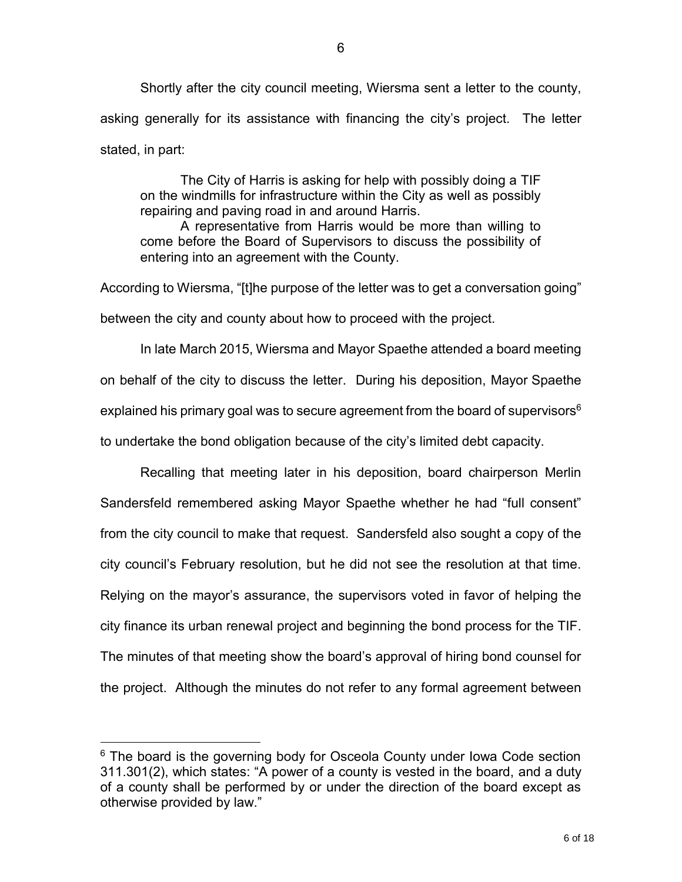Shortly after the city council meeting, Wiersma sent a letter to the county, asking generally for its assistance with financing the city's project. The letter stated, in part:

> The City of Harris is asking for help with possibly doing a TIF on the windmills for infrastructure within the City as well as possibly repairing and paving road in and around Harris.
>
> A representative from Harris would be more than willing to come before the Board of Supervisors to discuss the possibility of entering into an agreement with the County.

According to Wiersma, "[t]he purpose of the letter was to get a conversation going" between the city and county about how to proceed with the project.

In late March 2015, Wiersma and Mayor Spaethe attended a board meeting on behalf of the city to discuss the letter. During his deposition, Mayor Spaethe explained his primary goal was to secure agreement from the board of supervisors[6] to undertake the bond obligation because of the city's limited debt capacity.

Recalling that meeting later in his deposition, board chairperson Merlin Sandersfeld remembered asking Mayor Spaethe whether he had "full consent" from the city council to make that request. Sandersfeld also sought a copy of the city council's February resolution, but he did not see the resolution at that time. Relying on the mayor's assurance, the supervisors voted in favor of helping the city finance its urban renewal project and beginning the bond process for the TIF. The minutes of that meeting show the board's approval of hiring bond counsel for the project. Although the minutes do not refer to any formal agreement between

---

[6] The board is the governing body for Osceola County under Iowa Code section 311.301(2), which states: "A power of a county is vested in the board, and a duty of a county shall be performed by or under the direction of the board except as otherwise provided by law."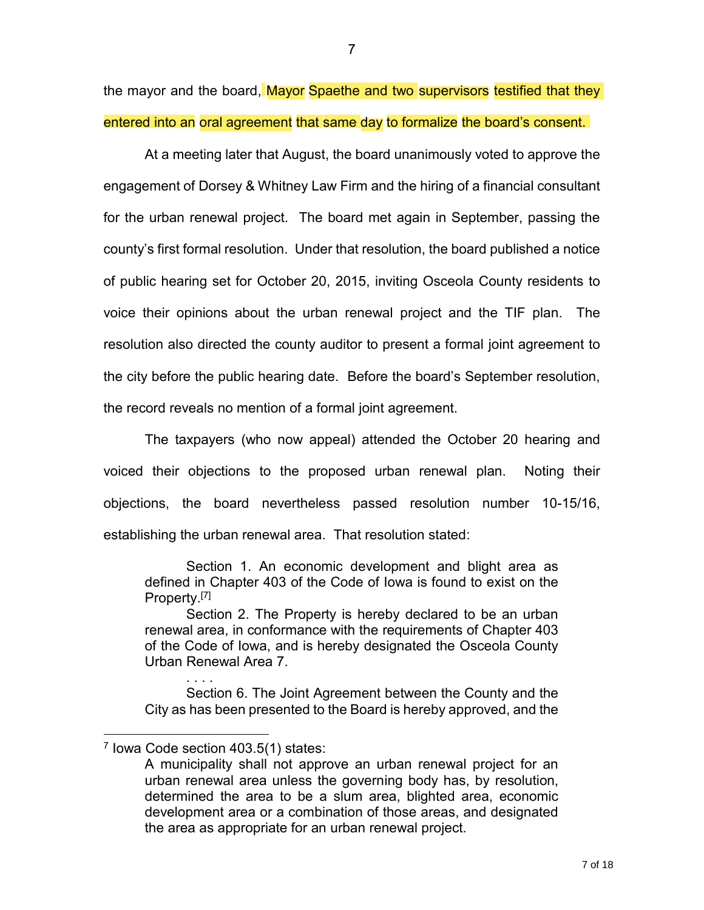the mayor and the board, Mayor Spaethe and two supervisors testified that they entered into an oral agreement that same day to formalize the board's consent.

At a meeting later that August, the board unanimously voted to approve the engagement of Dorsey & Whitney Law Firm and the hiring of a financial consultant for the urban renewal project. The board met again in September, passing the county's first formal resolution. Under that resolution, the board published a notice of public hearing set for October 20, 2015, inviting Osceola County residents to voice their opinions about the urban renewal project and the TIF plan. The resolution also directed the county auditor to present a formal joint agreement to the city before the public hearing date. Before the board's September resolution, the record reveals no mention of a formal joint agreement.

The taxpayers (who now appeal) attended the October 20 hearing and voiced their objections to the proposed urban renewal plan. Noting their objections, the board nevertheless passed resolution number 10-15/16, establishing the urban renewal area. That resolution stated:

> Section 1. An economic development and blight area as defined in Chapter 403 of the Code of Iowa is found to exist on the Property.[7]
>
> Section 2. The Property is hereby declared to be an urban renewal area, in conformance with the requirements of Chapter 403 of the Code of Iowa, and is hereby designated the Osceola County Urban Renewal Area 7.
>
> . . . .
>
> Section 6. The Joint Agreement between the County and the City as has been presented to the Board is hereby approved, and the

---

[7] Iowa Code section 403.5(1) states:

> A municipality shall not approve an urban renewal project for an urban renewal area unless the governing body has, by resolution, determined the area to be a slum area, blighted area, economic development area or a combination of those areas, and designated the area as appropriate for an urban renewal project.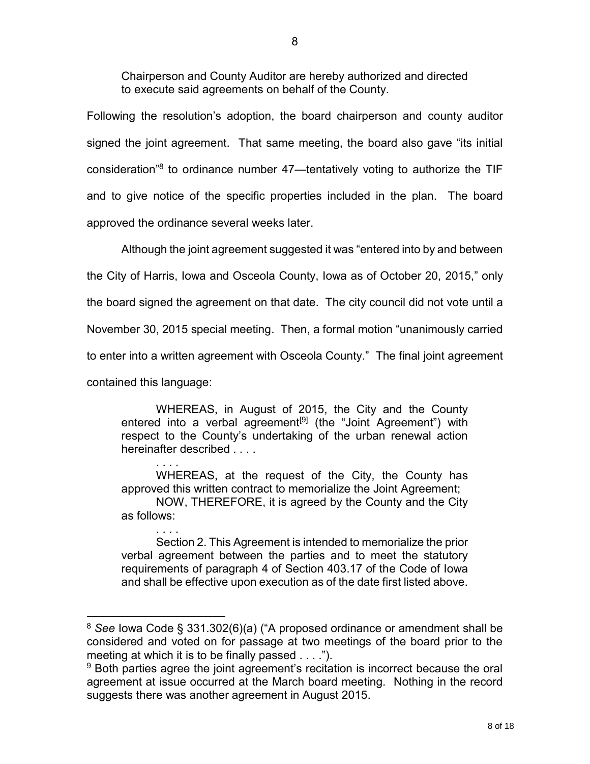> Chairperson and County Auditor are hereby authorized and directed to execute said agreements on behalf of the County.

Following the resolution's adoption, the board chairperson and county auditor signed the joint agreement. That same meeting, the board also gave "its initial consideration"[8] to ordinance number 47—tentatively voting to authorize the TIF and to give notice of the specific properties included in the plan. The board approved the ordinance several weeks later.

Although the joint agreement suggested it was "entered into by and between the City of Harris, Iowa and Osceola County, Iowa as of October 20, 2015," only the board signed the agreement on that date. The city council did not vote until a November 30, 2015 special meeting. Then, a formal motion "unanimously carried to enter into a written agreement with Osceola County." The final joint agreement contained this language:

> WHEREAS, in August of 2015, the City and the County entered into a verbal agreement[9] (the "Joint Agreement") with respect to the County's undertaking of the urban renewal action hereinafter described . . . .
>
> . . . .
>
> WHEREAS, at the request of the City, the County has approved this written contract to memorialize the Joint Agreement;
>
> NOW, THEREFORE, it is agreed by the County and the City as follows:
>
> . . . .
>
> Section 2. This Agreement is intended to memorialize the prior verbal agreement between the parties and to meet the statutory requirements of paragraph 4 of Section 403.17 of the Code of Iowa and shall be effective upon execution as of the date first listed above.

---

[8] *See* Iowa Code § 331.302(6)(a) ("A proposed ordinance or amendment shall be considered and voted on for passage at two meetings of the board prior to the meeting at which it is to be finally passed . . . .").

[9] Both parties agree the joint agreement's recitation is incorrect because the oral agreement at issue occurred at the March board meeting. Nothing in the record suggests there was another agreement in August 2015.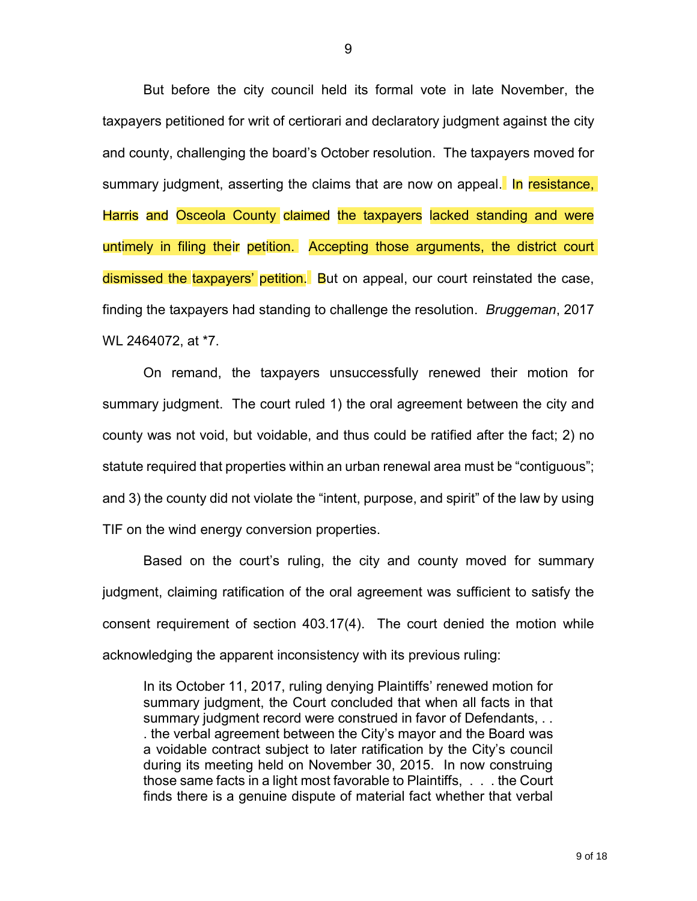But before the city council held its formal vote in late November, the taxpayers petitioned for writ of certiorari and declaratory judgment against the city and county, challenging the board's October resolution. The taxpayers moved for summary judgment, asserting the claims that are now on appeal. In resistance, Harris and Osceola County claimed the taxpayers lacked standing and were untimely in filing their petition. Accepting those arguments, the district court dismissed the taxpayers' petition. But on appeal, our court reinstated the case, finding the taxpayers had standing to challenge the resolution. *Bruggeman*, 2017 WL 2464072, at *7.

On remand, the taxpayers unsuccessfully renewed their motion for summary judgment. The court ruled 1) the oral agreement between the city and county was not void, but voidable, and thus could be ratified after the fact; 2) no statute required that properties within an urban renewal area must be "contiguous"; and 3) the county did not violate the "intent, purpose, and spirit" of the law by using TIF on the wind energy conversion properties.

Based on the court's ruling, the city and county moved for summary judgment, claiming ratification of the oral agreement was sufficient to satisfy the consent requirement of section 403.17(4). The court denied the motion while acknowledging the apparent inconsistency with its previous ruling:

> In its October 11, 2017, ruling denying Plaintiffs' renewed motion for summary judgment, the Court concluded that when all facts in that summary judgment record were construed in favor of Defendants, . . . the verbal agreement between the City's mayor and the Board was a voidable contract subject to later ratification by the City's council during its meeting held on November 30, 2015. In now construing those same facts in a light most favorable to Plaintiffs, . . . the Court finds there is a genuine dispute of material fact whether that verbal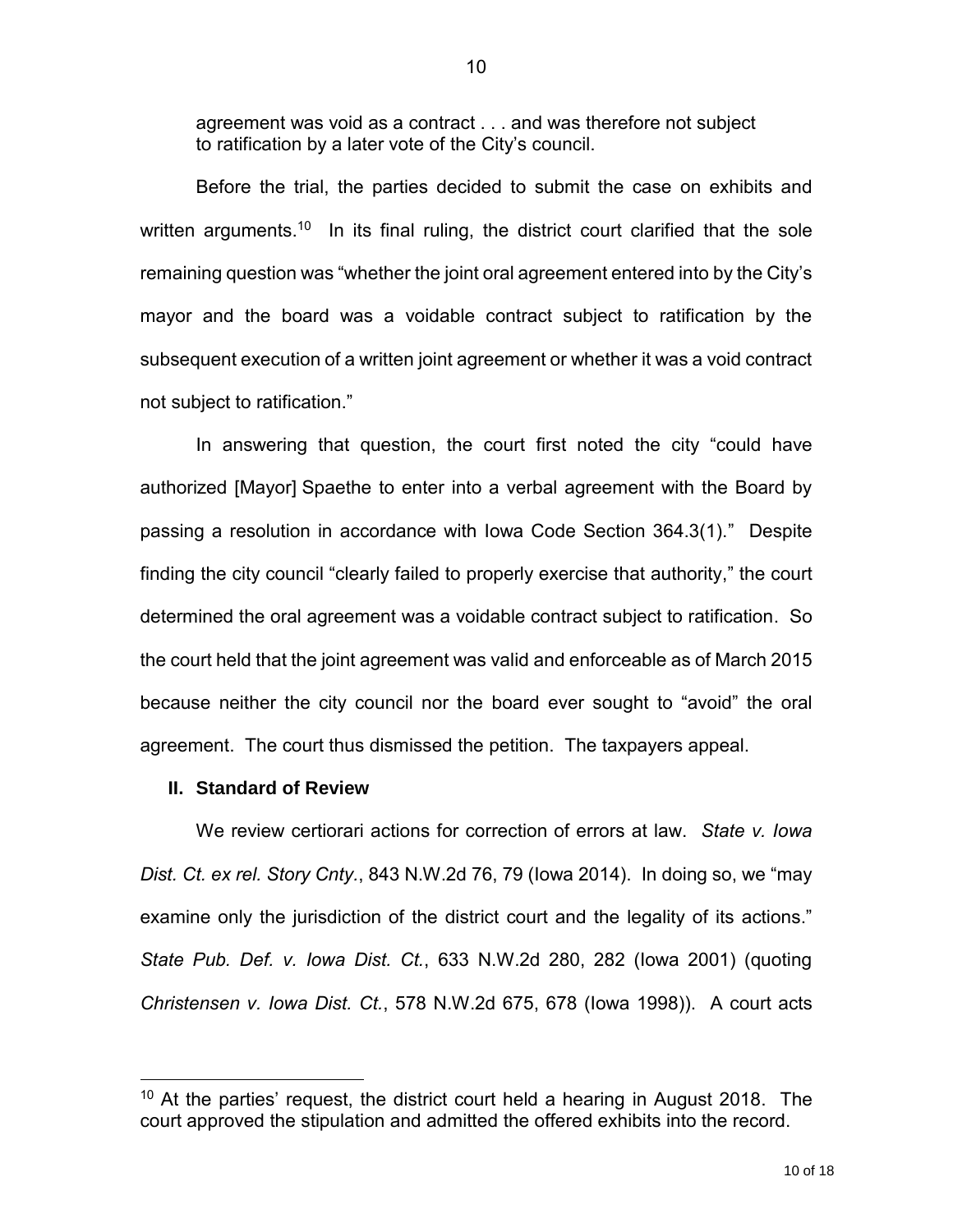agreement was void as a contract . . . and was therefore not subject to ratification by a later vote of the City's council.

Before the trial, the parties decided to submit the case on exhibits and written arguments.[10] In its final ruling, the district court clarified that the sole remaining question was "whether the joint oral agreement entered into by the City's mayor and the board was a voidable contract subject to ratification by the subsequent execution of a written joint agreement or whether it was a void contract not subject to ratification."

In answering that question, the court first noted the city "could have authorized [Mayor] Spaethe to enter into a verbal agreement with the Board by passing a resolution in accordance with Iowa Code Section 364.3(1)." Despite finding the city council "clearly failed to properly exercise that authority," the court determined the oral agreement was a voidable contract subject to ratification. So the court held that the joint agreement was valid and enforceable as of March 2015 because neither the city council nor the board ever sought to "avoid" the oral agreement. The court thus dismissed the petition. The taxpayers appeal.

## II. Standard of Review

We review certiorari actions for correction of errors at law. *State v. Iowa Dist. Ct. ex rel. Story Cnty.*, 843 N.W.2d 76, 79 (Iowa 2014). In doing so, we "may examine only the jurisdiction of the district court and the legality of its actions." *State Pub. Def. v. Iowa Dist. Ct.*, 633 N.W.2d 280, 282 (Iowa 2001) (quoting *Christensen v. Iowa Dist. Ct.*, 578 N.W.2d 675, 678 (Iowa 1998)). A court acts

[10] At the parties' request, the district court held a hearing in August 2018. The court approved the stipulation and admitted the offered exhibits into the record.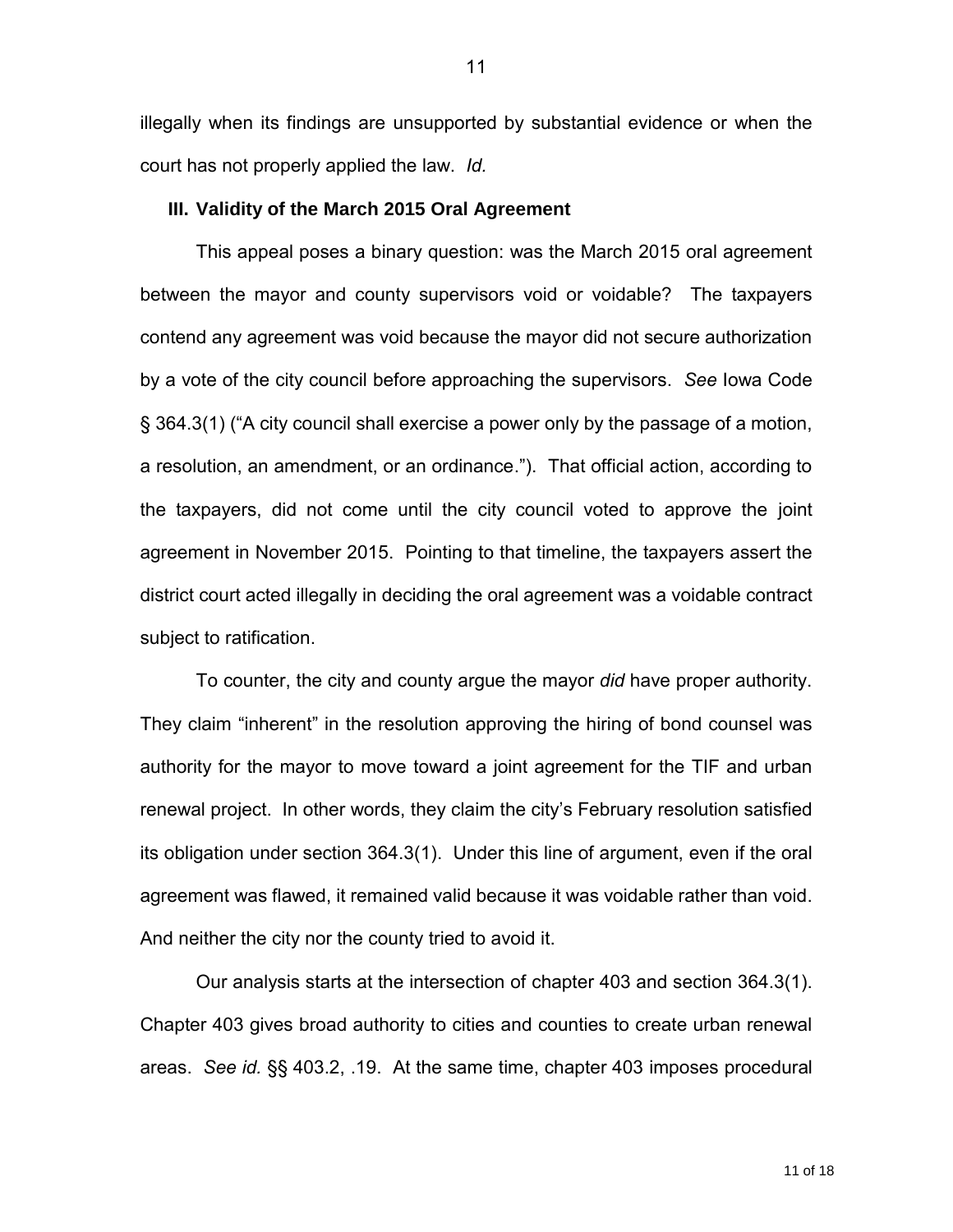illegally when its findings are unsupported by substantial evidence or when the court has not properly applied the law. *Id.*

### III. Validity of the March 2015 Oral Agreement

This appeal poses a binary question: was the March 2015 oral agreement between the mayor and county supervisors void or voidable? The taxpayers contend any agreement was void because the mayor did not secure authorization by a vote of the city council before approaching the supervisors. *See* Iowa Code § 364.3(1) ("A city council shall exercise a power only by the passage of a motion, a resolution, an amendment, or an ordinance."). That official action, according to the taxpayers, did not come until the city council voted to approve the joint agreement in November 2015. Pointing to that timeline, the taxpayers assert the district court acted illegally in deciding the oral agreement was a voidable contract subject to ratification.

To counter, the city and county argue the mayor *did* have proper authority. They claim "inherent" in the resolution approving the hiring of bond counsel was authority for the mayor to move toward a joint agreement for the TIF and urban renewal project. In other words, they claim the city's February resolution satisfied its obligation under section 364.3(1). Under this line of argument, even if the oral agreement was flawed, it remained valid because it was voidable rather than void. And neither the city nor the county tried to avoid it.

Our analysis starts at the intersection of chapter 403 and section 364.3(1). Chapter 403 gives broad authority to cities and counties to create urban renewal areas. *See id.* §§ 403.2, .19. At the same time, chapter 403 imposes procedural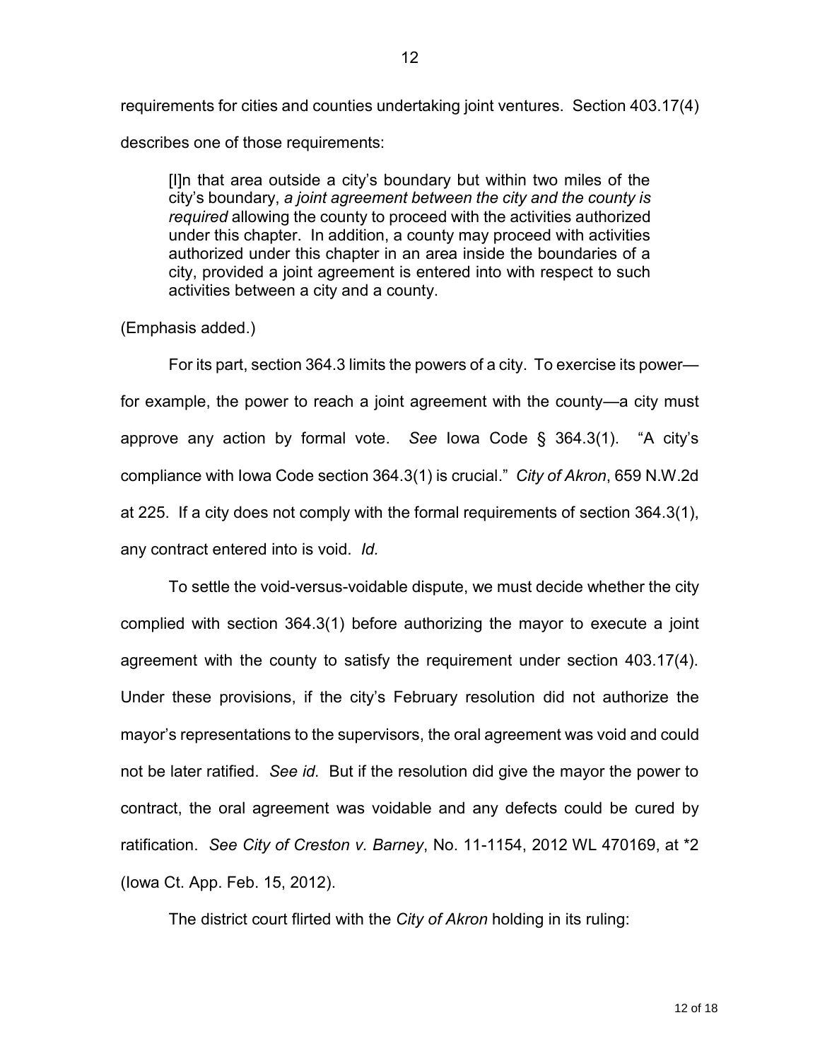requirements for cities and counties undertaking joint ventures. Section 403.17(4) describes one of those requirements:

> [I]n that area outside a city's boundary but within two miles of the city's boundary, *a joint agreement between the city and the county is required* allowing the county to proceed with the activities authorized under this chapter. In addition, a county may proceed with activities authorized under this chapter in an area inside the boundaries of a city, provided a joint agreement is entered into with respect to such activities between a city and a county.

(Emphasis added.)

For its part, section 364.3 limits the powers of a city. To exercise its power—for example, the power to reach a joint agreement with the county—a city must approve any action by formal vote. *See* Iowa Code § 364.3(1). "A city's compliance with Iowa Code section 364.3(1) is crucial." *City of Akron*, 659 N.W.2d at 225. If a city does not comply with the formal requirements of section 364.3(1), any contract entered into is void. *Id.*

To settle the void-versus-voidable dispute, we must decide whether the city complied with section 364.3(1) before authorizing the mayor to execute a joint agreement with the county to satisfy the requirement under section 403.17(4). Under these provisions, if the city's February resolution did not authorize the mayor's representations to the supervisors, the oral agreement was void and could not be later ratified. *See id.* But if the resolution did give the mayor the power to contract, the oral agreement was voidable and any defects could be cured by ratification. *See City of Creston v. Barney*, No. 11-1154, 2012 WL 470169, at *2 (Iowa Ct. App. Feb. 15, 2012).

The district court flirted with the *City of Akron* holding in its ruling: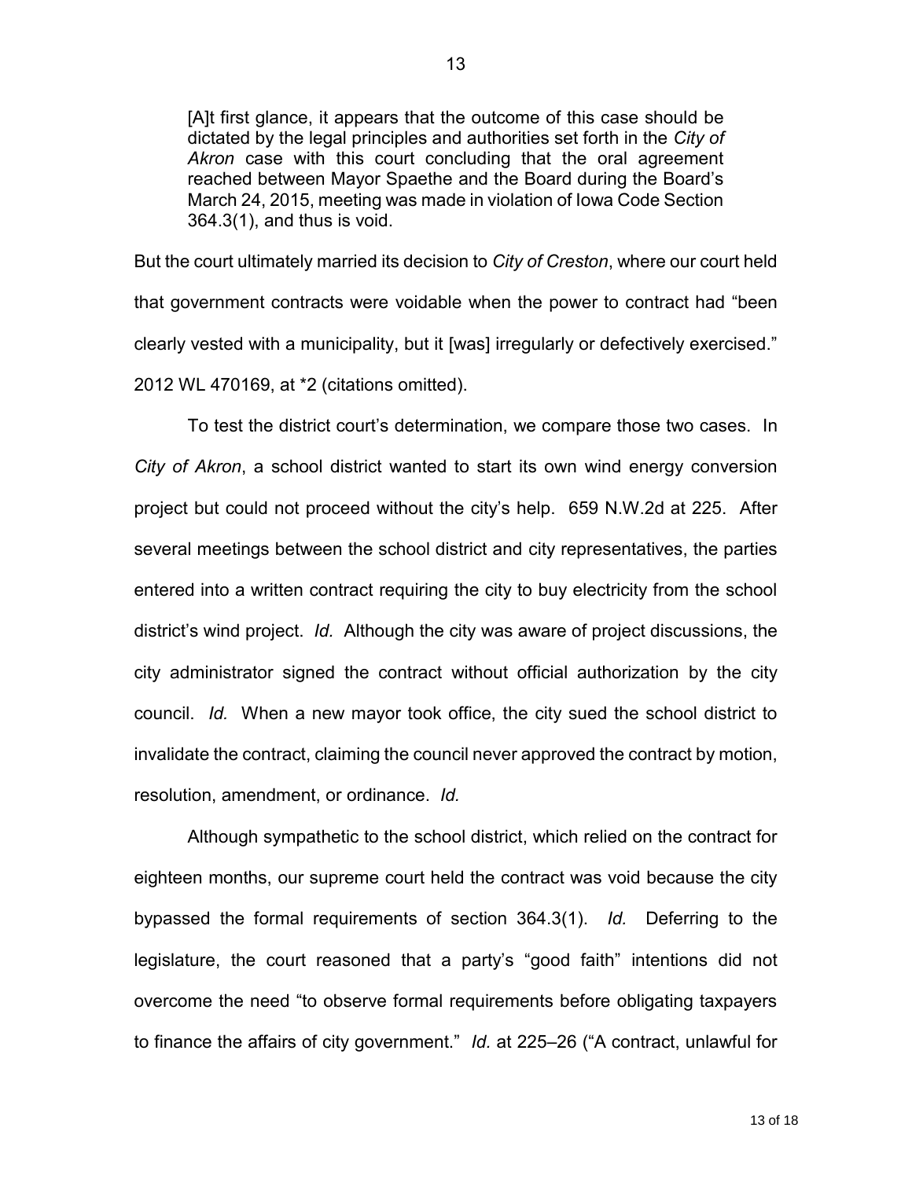> [A]t first glance, it appears that the outcome of this case should be dictated by the legal principles and authorities set forth in the *City of Akron* case with this court concluding that the oral agreement reached between Mayor Spaethe and the Board during the Board's March 24, 2015, meeting was made in violation of Iowa Code Section 364.3(1), and thus is void.

But the court ultimately married its decision to *City of Creston*, where our court held that government contracts were voidable when the power to contract had "been clearly vested with a municipality, but it [was] irregularly or defectively exercised." 2012 WL 470169, at *2 (citations omitted).

To test the district court's determination, we compare those two cases. In *City of Akron*, a school district wanted to start its own wind energy conversion project but could not proceed without the city's help. 659 N.W.2d at 225. After several meetings between the school district and city representatives, the parties entered into a written contract requiring the city to buy electricity from the school district's wind project. *Id.* Although the city was aware of project discussions, the city administrator signed the contract without official authorization by the city council. *Id.* When a new mayor took office, the city sued the school district to invalidate the contract, claiming the council never approved the contract by motion, resolution, amendment, or ordinance. *Id.*

Although sympathetic to the school district, which relied on the contract for eighteen months, our supreme court held the contract was void because the city bypassed the formal requirements of section 364.3(1). *Id.* Deferring to the legislature, the court reasoned that a party's "good faith" intentions did not overcome the need "to observe formal requirements before obligating taxpayers to finance the affairs of city government." *Id.* at 225–26 ("A contract, unlawful for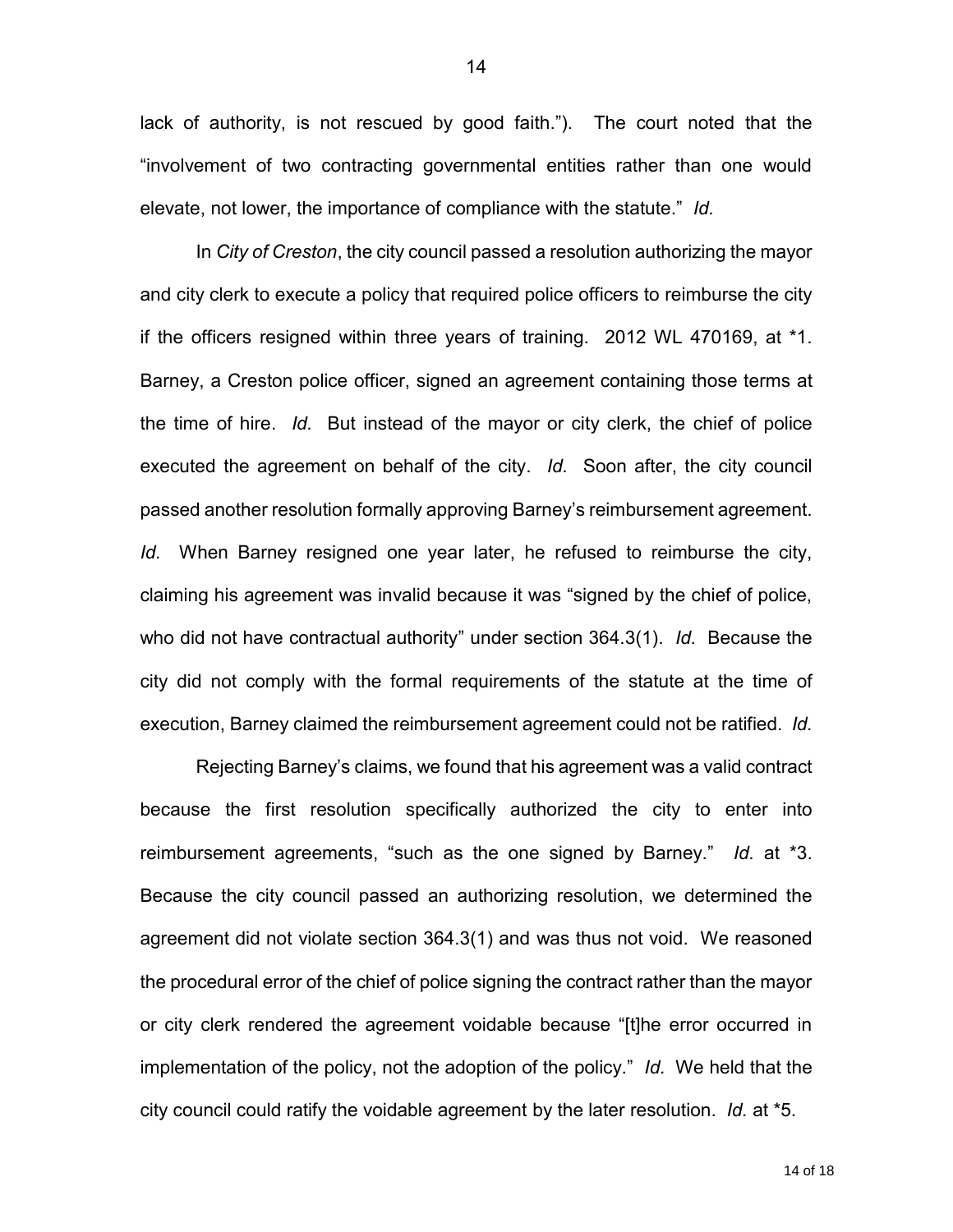lack of authority, is not rescued by good faith."). The court noted that the "involvement of two contracting governmental entities rather than one would elevate, not lower, the importance of compliance with the statute." *Id.*

In *City of Creston*, the city council passed a resolution authorizing the mayor and city clerk to execute a policy that required police officers to reimburse the city if the officers resigned within three years of training. 2012 WL 470169, at *1. Barney, a Creston police officer, signed an agreement containing those terms at the time of hire. *Id.* But instead of the mayor or city clerk, the chief of police executed the agreement on behalf of the city. *Id.* Soon after, the city council passed another resolution formally approving Barney's reimbursement agreement. *Id.* When Barney resigned one year later, he refused to reimburse the city, claiming his agreement was invalid because it was "signed by the chief of police, who did not have contractual authority" under section 364.3(1). *Id.* Because the city did not comply with the formal requirements of the statute at the time of execution, Barney claimed the reimbursement agreement could not be ratified. *Id.*

Rejecting Barney's claims, we found that his agreement was a valid contract because the first resolution specifically authorized the city to enter into reimbursement agreements, "such as the one signed by Barney." *Id.* at *3. Because the city council passed an authorizing resolution, we determined the agreement did not violate section 364.3(1) and was thus not void. We reasoned the procedural error of the chief of police signing the contract rather than the mayor or city clerk rendered the agreement voidable because "[t]he error occurred in implementation of the policy, not the adoption of the policy." *Id.* We held that the city council could ratify the voidable agreement by the later resolution. *Id.* at *5.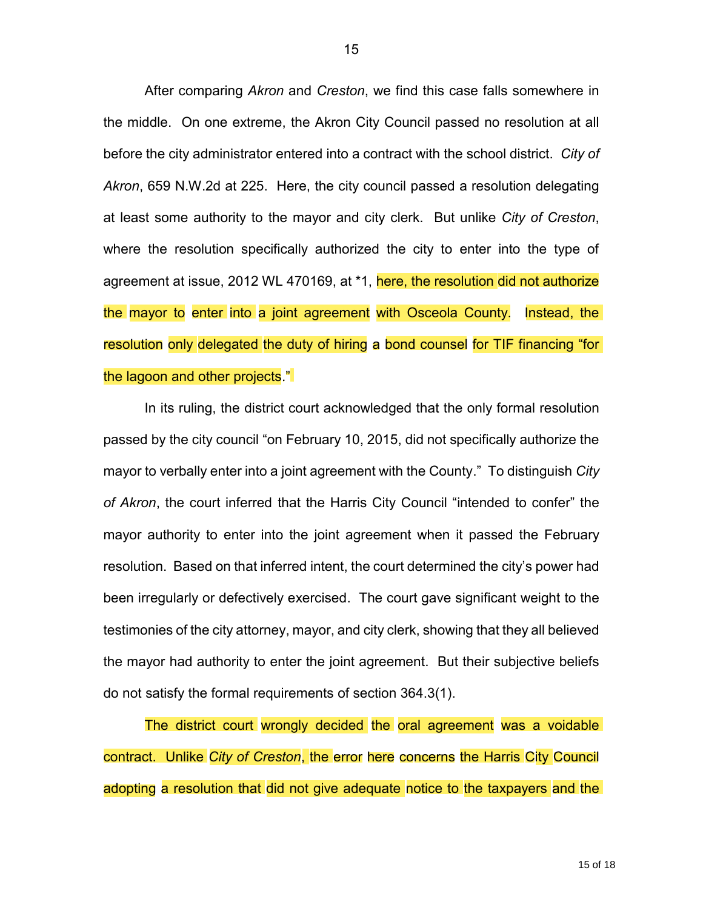After comparing *Akron* and *Creston*, we find this case falls somewhere in the middle. On one extreme, the Akron City Council passed no resolution at all before the city administrator entered into a contract with the school district. *City of Akron*, 659 N.W.2d at 225. Here, the city council passed a resolution delegating at least some authority to the mayor and city clerk. But unlike *City of Creston*, where the resolution specifically authorized the city to enter into the type of agreement at issue, 2012 WL 470169, at *1, here, the resolution did not authorize the mayor to enter into a joint agreement with Osceola County. Instead, the resolution only delegated the duty of hiring a bond counsel for TIF financing "for the lagoon and other projects."

In its ruling, the district court acknowledged that the only formal resolution passed by the city council "on February 10, 2015, did not specifically authorize the mayor to verbally enter into a joint agreement with the County." To distinguish *City of Akron*, the court inferred that the Harris City Council "intended to confer" the mayor authority to enter into the joint agreement when it passed the February resolution. Based on that inferred intent, the court determined the city's power had been irregularly or defectively exercised. The court gave significant weight to the testimonies of the city attorney, mayor, and city clerk, showing that they all believed the mayor had authority to enter the joint agreement. But their subjective beliefs do not satisfy the formal requirements of section 364.3(1).

The district court wrongly decided the oral agreement was a voidable contract. Unlike *City of Creston*, the error here concerns the Harris City Council adopting a resolution that did not give adequate notice to the taxpayers and the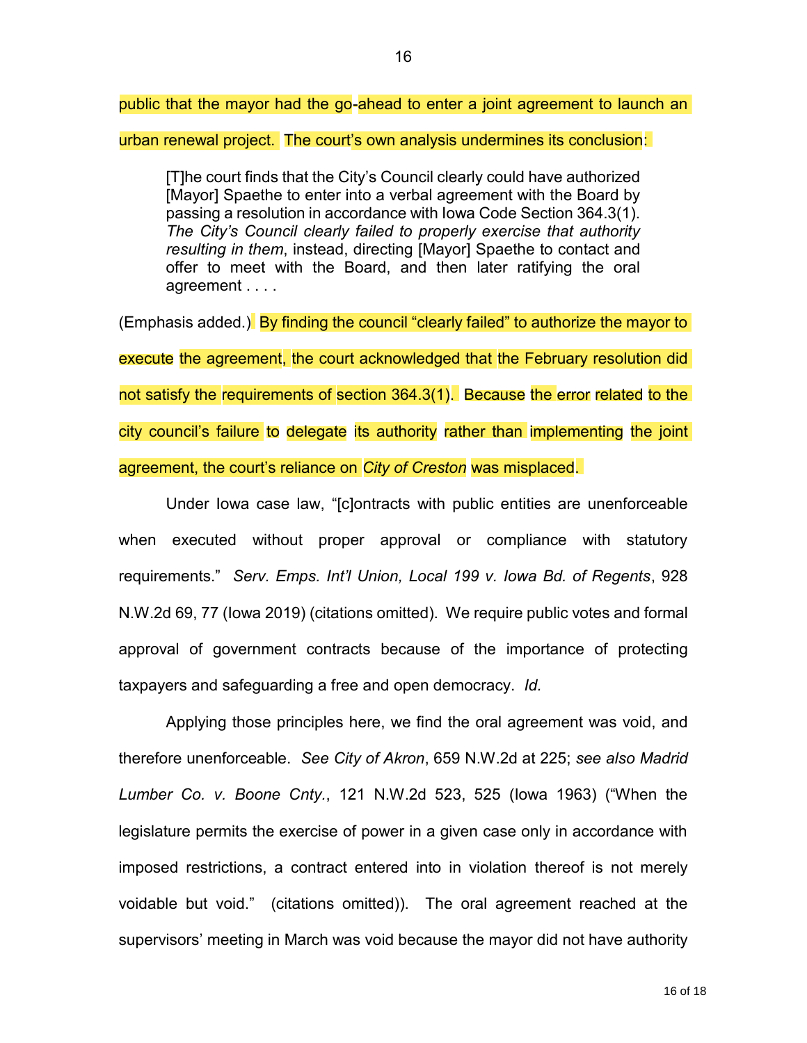public that the mayor had the go-ahead to enter a joint agreement to launch an urban renewal project. The court's own analysis undermines its conclusion:

> [T]he court finds that the City's Council clearly could have authorized [Mayor] Spaethe to enter into a verbal agreement with the Board by passing a resolution in accordance with Iowa Code Section 364.3(1). *The City's Council clearly failed to properly exercise that authority resulting in them*, instead, directing [Mayor] Spaethe to contact and offer to meet with the Board, and then later ratifying the oral agreement . . . .

(Emphasis added.) By finding the council "clearly failed" to authorize the mayor to execute the agreement, the court acknowledged that the February resolution did not satisfy the requirements of section 364.3(1). Because the error related to the city council's failure to delegate its authority rather than implementing the joint agreement, the court's reliance on *City of Creston* was misplaced.

Under Iowa case law, "[c]ontracts with public entities are unenforceable when executed without proper approval or compliance with statutory requirements." *Serv. Emps. Int'l Union, Local 199 v. Iowa Bd. of Regents*, 928 N.W.2d 69, 77 (Iowa 2019) (citations omitted). We require public votes and formal approval of government contracts because of the importance of protecting taxpayers and safeguarding a free and open democracy. *Id.*

Applying those principles here, we find the oral agreement was void, and therefore unenforceable. *See City of Akron*, 659 N.W.2d at 225; *see also Madrid Lumber Co. v. Boone Cnty.*, 121 N.W.2d 523, 525 (Iowa 1963) ("When the legislature permits the exercise of power in a given case only in accordance with imposed restrictions, a contract entered into in violation thereof is not merely voidable but void." (citations omitted)). The oral agreement reached at the supervisors' meeting in March was void because the mayor did not have authority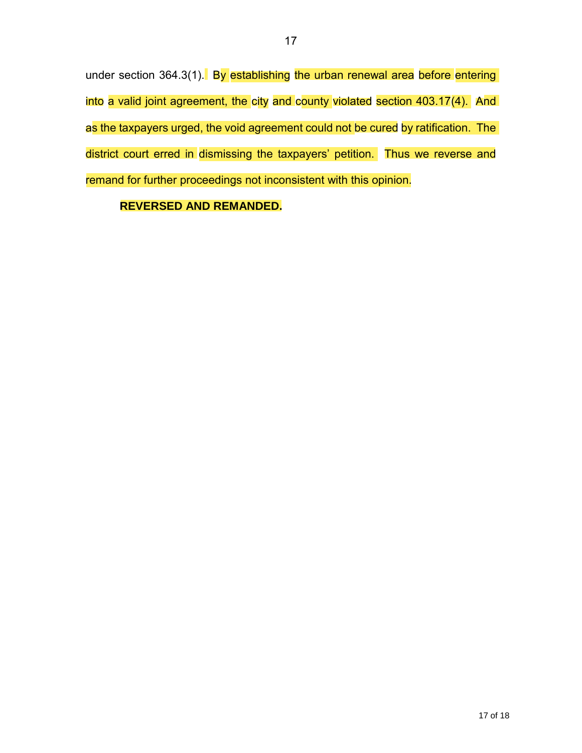under section 364.3(1). By establishing the urban renewal area before entering into a valid joint agreement, the city and county violated section 403.17(4). And as the taxpayers urged, the void agreement could not be cured by ratification. The district court erred in dismissing the taxpayers' petition. Thus we reverse and remand for further proceedings not inconsistent with this opinion.

**REVERSED AND REMANDED.**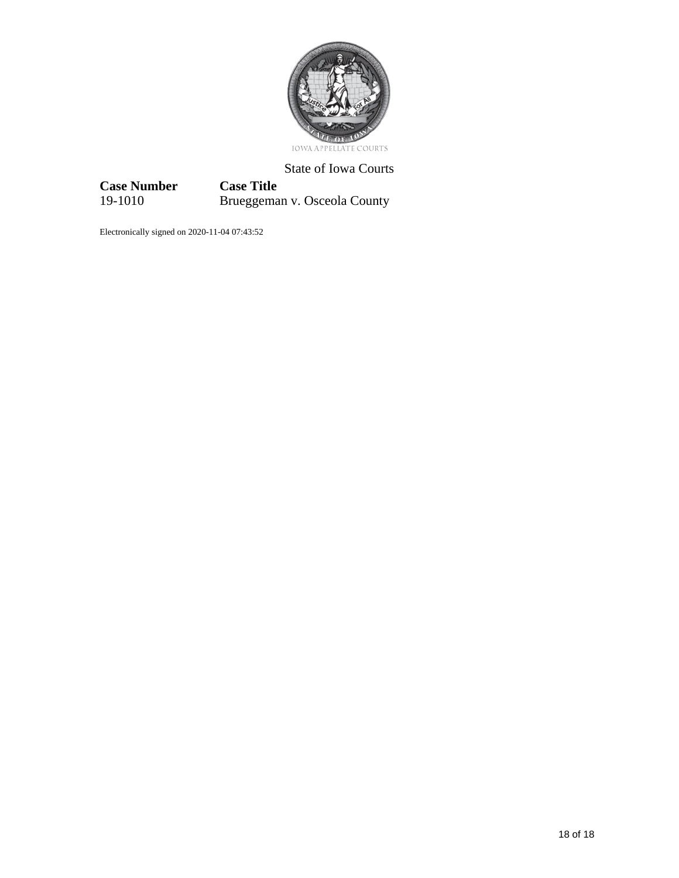State of Iowa Courts

| **Case Number** | **Case Title** |
| --- | --- |
| 19-1010 | Brueggeman v. Osceola County |

Electronically signed on 2020-11-04 07:43:52